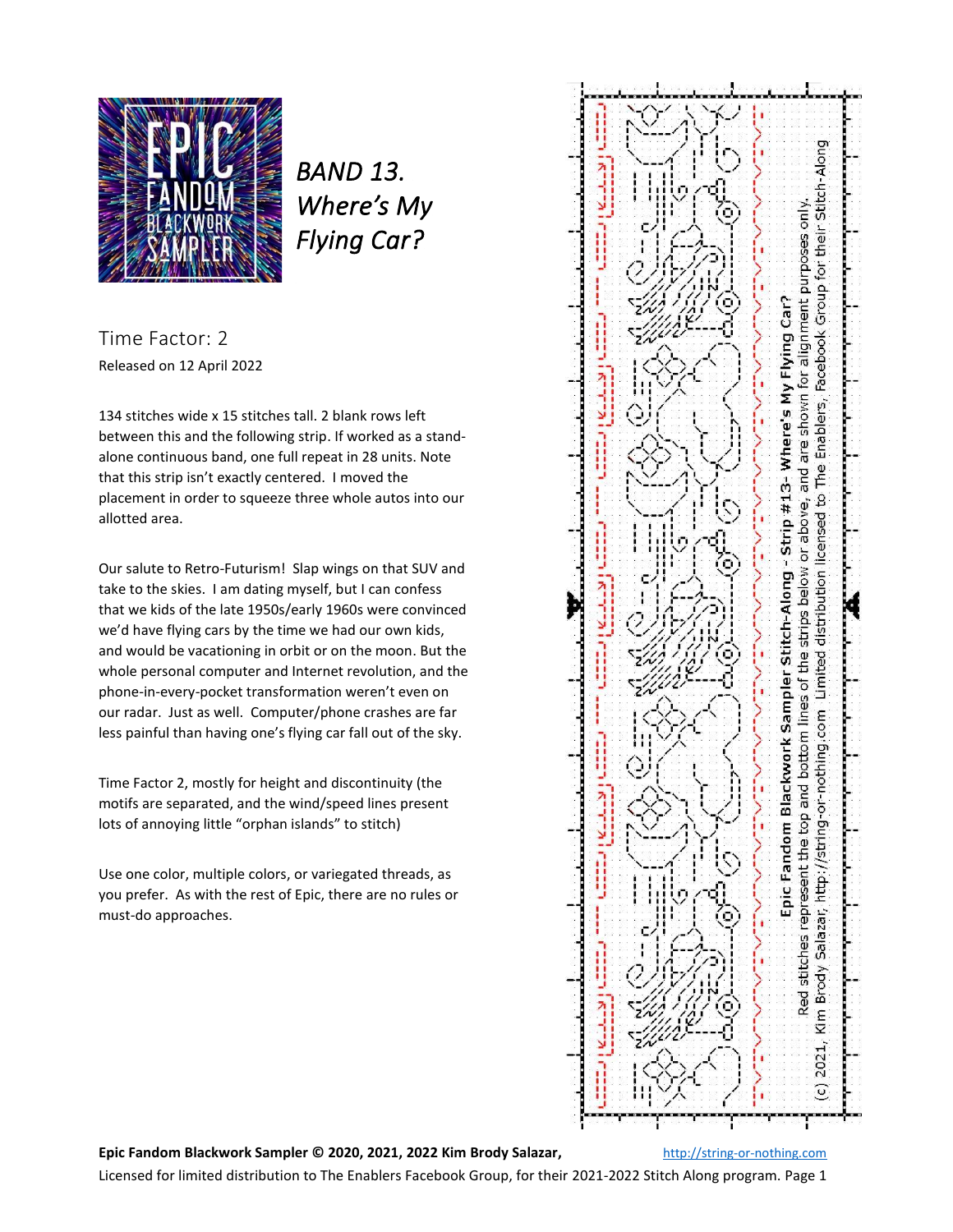# BAND 13. *Where's My Flying Car?*

## Time Factor: 2

Released on 12 April 2022

134 stitches wide x 15 stitches tall. 2 blank rows left between this and the following strip. If worked as a stand-alone continuous band, one full repeat in 28 units. Note that this strip isn't exactly centered. I moved the placement in order to squeeze three whole autos into our allotted area.

Our salute to Retro-Futurism! Slap wings on that SUV and take to the skies. I am dating myself, but I can confess that we kids of the late 1950s/early 1960s were convinced we'd have flying cars by the time we had our own kids, and would be vacationing in orbit or on the moon. But the whole personal computer and Internet revolution, and the phone-in-every-pocket transformation weren't even on our radar. Just as well. Computer/phone crashes are far less painful than having one's flying car fall out of the sky.

Time Factor 2, mostly for height and discontinuity (the motifs are separated, and the wind/speed lines present lots of annoying little "orphan islands" to stitch)

Use one color, multiple colors, or variegated threads, as you prefer. As with the rest of Epic, there are no rules or must-do approaches.

**Epic Fandom Blackwork Sampler Stitch-Along - Strip #13- Where's My Flying Car?**

Red stitches represent the top and bottom lines of the strips below or above, and are shown for alignment purposes only.

(c) 2021, Kim Brody Salazar, http://string-or-nothing.com Limited distribution licensed to The Enablers, Facebook Group for their Stitch-Along

**Epic Fandom Blackwork Sampler © 2020, 2021, 2022 Kim Brody Salazar,** http://string-or-nothing.com
Licensed for limited distribution to The Enablers Facebook Group, for their 2021-2022 Stitch Along program.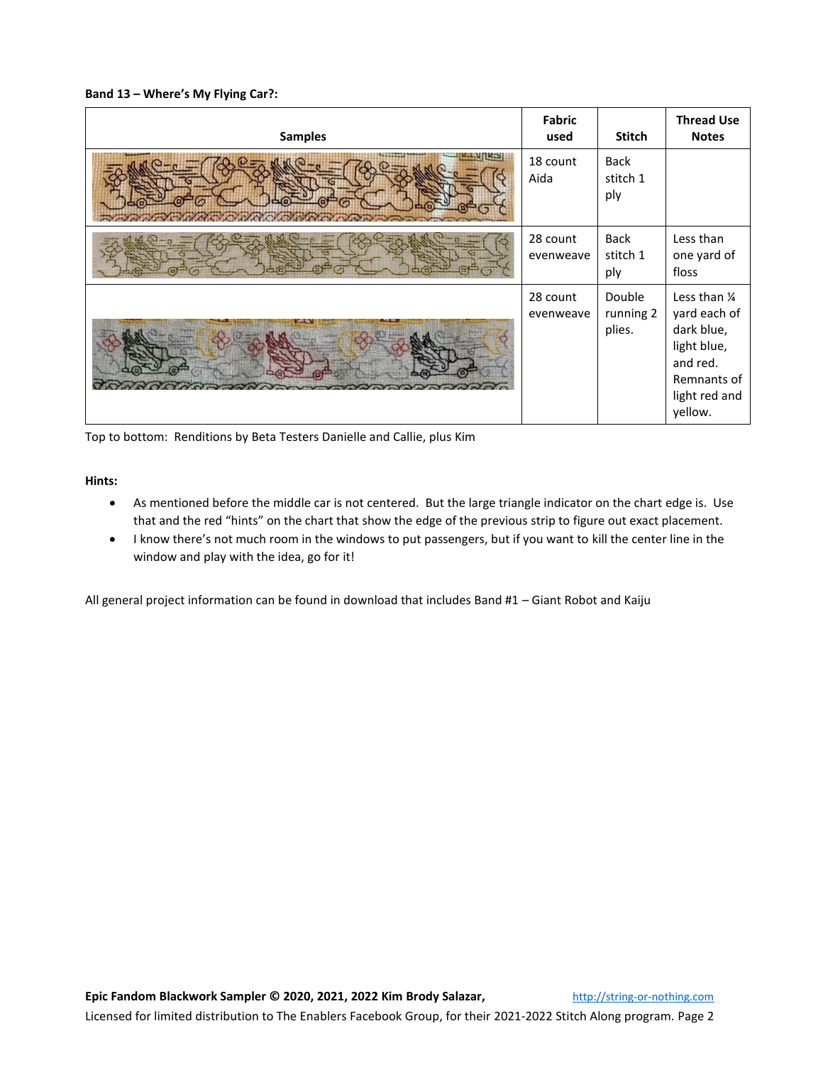**Band 13 – Where's My Flying Car?:**

| Samples | Fabric used | Stitch | Thread Use Notes |
|---|---|---|---|
| | 18 count Aida | Back stitch 1 ply | |
| | 28 count evenweave | Back stitch 1 ply | Less than one yard of floss |
| | 28 count evenweave | Double running 2 plies. | Less than ¼ yard each of dark blue, light blue, and red. Remnants of light red and yellow. |

Top to bottom: Renditions by Beta Testers Danielle and Callie, plus Kim

**Hints:**

- As mentioned before the middle car is not centered. But the large triangle indicator on the chart edge is. Use that and the red "hints" on the chart that show the edge of the previous strip to figure out exact placement.
- I know there's not much room in the windows to put passengers, but if you want to kill the center line in the window and play with the idea, go for it!

All general project information can be found in download that includes Band #1 – Giant Robot and Kaiju

**Epic Fandom Blackwork Sampler © 2020, 2021, 2022 Kim Brody Salazar,** http://string-or-nothing.com
Licensed for limited distribution to The Enablers Facebook Group, for their 2021-2022 Stitch Along program.